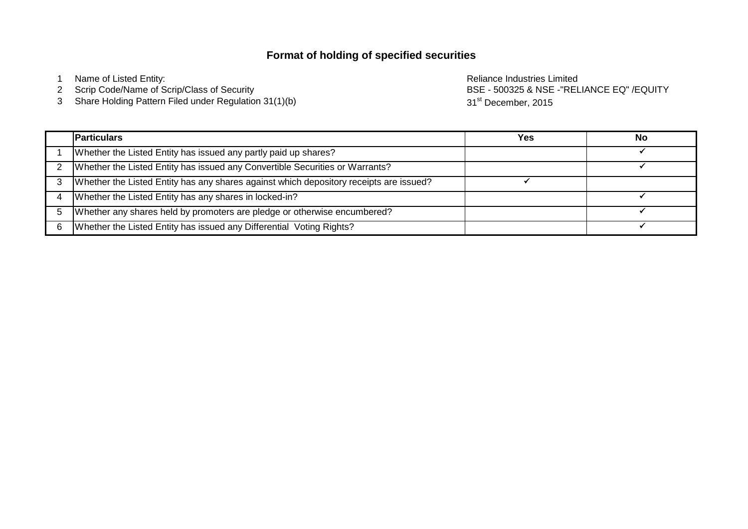# Format of holding of specified securities

1. Name of Listed Entity: Reliance Industries Limited
2. Scrip Code/Name of Scrip/Class of Security: BSE - 500325 & NSE -"RELIANCE EQ" /EQUITY
3. Share Holding Pattern Filed under Regulation 31(1)(b): 31st December, 2015

| | Particulars | Yes | No |
|---|---|---|---|
| 1 | Whether the Listed Entity has issued any partly paid up shares? | | ✓ |
| 2 | Whether the Listed Entity has issued any Convertible Securities or Warrants? | | ✓ |
| 3 | Whether the Listed Entity has any shares against which depository receipts are issued? | ✓ | |
| 4 | Whether the Listed Entity has any shares in locked-in? | | ✓ |
| 5 | Whether any shares held by promoters are pledge or otherwise encumbered? | | ✓ |
| 6 | Whether the Listed Entity has issued any Differential Voting Rights? | | ✓ |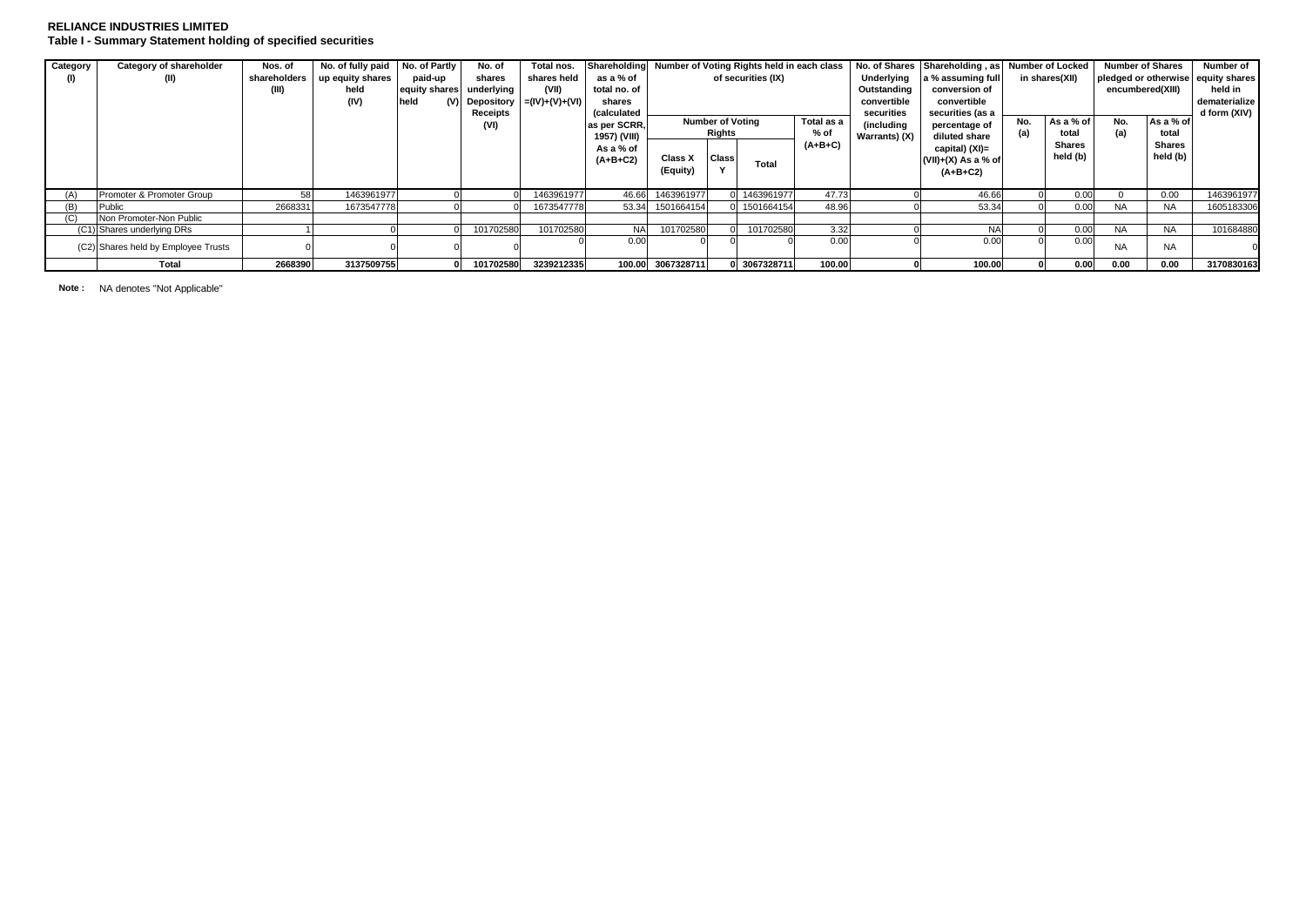**RELIANCE INDUSTRIES LIMITED**

**Table I - Summary Statement holding of specified securities**

| Category (I) | Category of shareholder (II) | Nos. of shareholders (III) | No. of fully paid up equity shares held (IV) | No. of Partly paid-up equity shares held (V) | No. of shares underlying Depository Receipts (VI) | Total nos. shares held (VII) =(IV)+(V)+(VI) | Shareholding as a % of total no. of shares (calculated as per SCRR, 1957) (VIII) As a % of (A+B+C2) | Number of Voting Rights held in each class of securities (IX) | | | | No. of Shares Underlying Outstanding convertible securities (including Warrants) (X) | Shareholding , as a % assuming full conversion of convertible securities (as a percentage of diluted share capital) (XI)= (VII)+(X) As a % of (A+B+C2) | Number of Locked in shares(XII) | | Number of Shares pledged or otherwise encumbered(XIII) | | Number of equity shares held in dematerialized form (XIV) |
|---|---|---|---|---|---|---|---|---|---|---|---|---|---|---|---|---|---|---|
| | | | | | | | | Number of Voting Rights | | | Total as a % of (A+B+C) | | | No. (a) | As a % of total Shares held (b) | No. (a) | As a % of total Shares held (b) | |
| | | | | | | | | Class X (Equity) | Class Y | Total | | | | | | | | |
| (A) | Promoter & Promoter Group | 58 | 1463961977 | 0 | 0 | 1463961977 | 46.66 | 1463961977 | 0 | 1463961977 | 47.73 | 0 | 46.66 | 0 | 0.00 | 0 | 0.00 | 1463961977 |
| (B) | Public | 2668331 | 1673547778 | 0 | 0 | 1673547778 | 53.34 | 1501664154 | 0 | 1501664154 | 48.96 | 0 | 53.34 | 0 | 0.00 | NA | NA | 1605183306 |
| (C) | Non Promoter-Non Public | | | | | | | | | | | | | | | | | |
| (C1) | Shares underlying DRs | 1 | 0 | 0 | 101702580 | 101702580 | NA | 101702580 | 0 | 101702580 | 3.32 | 0 | NA | 0 | 0.00 | NA | NA | 101684880 |
| (C2) | Shares held by Employee Trusts | 0 | 0 | 0 | 0 | 0 | 0.00 | 0 | 0 | 0 | 0.00 | 0 | 0.00 | 0 | 0.00 | NA | NA | 0 |
| | **Total** | **2668390** | **3137509755** | **0** | **101702580** | **3239212335** | **100.00** | **3067328711** | **0** | **3067328711** | **100.00** | **0** | **100.00** | **0** | **0.00** | **0.00** | **0.00** | **3170830163** |

**Note :** NA denotes "Not Applicable"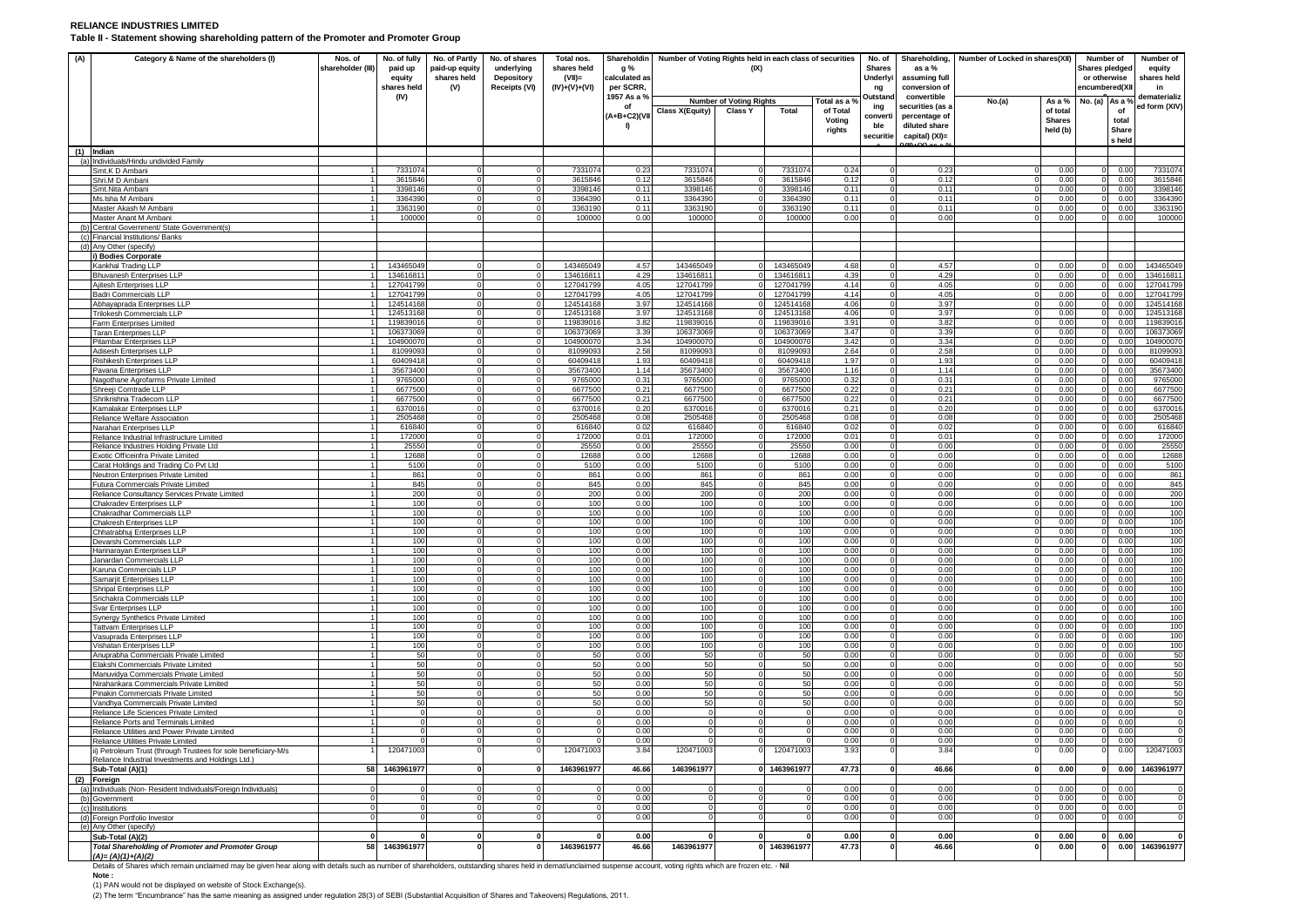**RELIANCE INDUSTRIES LIMITED**

**Table II - Statement showing shareholding pattern of the Promoter and Promoter Group**

| (A) | Category & Name of the shareholders (I) | Nos. of shareholder (III) | No. of fully paid up equity shares held (IV) | No. of Partly paid-up equity shares held (V) | No. of shares underlying Depository Receipts (VI) | Total nos. shares held (VII)= (IV)+(V)+(VI) | Shareholding % calculated as per SCRR, 1957 As a % of (A+B+C2)(VIII) | Number of Voting Rights held in each class of securities (IX) | | | | No. of Shares Underlying Outstanding convertible securities (X) | Shareholding, as a % assuming full conversion of convertible securities (as a percentage of diluted share capital) (XI)= (VII)+(X) as a % of A+B+C2 | Number of Locked in shares(XII) | | Number of Shares pledged or otherwise encumbered(XIII) | | Number of equity shares held in dematerialized form (XIV) |
|---|---|---|---|---|---|---|---|---|---|---|---|---|---|---|---|---|---|---|
| | | | | | | | | Number of Voting Rights | | | Total as a % of Total Voting rights | | | No.(a) | As a % of total Shares held (b) | No. (a) | As a % of total Shares held | |
| | | | | | | | | Class X(Equity) | Class Y | Total | | | | | | | | |
| (1) | Indian | | | | | | | | | | | | | | | | | |
| (a) | Individuals/Hindu undivided Family | | | | | | | | | | | | | | | | | |
| | Smt.K D Ambani | 1 | 7331074 | 0 | 0 | 7331074 | 0.23 | 7331074 | 0 | 7331074 | 0.24 | 0 | 0.23 | 0 | 0.00 | 0 | 0.00 | 7331074 |
| | Shri.M D Ambani | 1 | 3615846 | 0 | 0 | 3615846 | 0.12 | 3615846 | 0 | 3615846 | 0.12 | 0 | 0.12 | 0 | 0.00 | 0 | 0.00 | 3615846 |
| | Smt.Nita Ambani | 1 | 3398146 | 0 | 0 | 3398146 | 0.11 | 3398146 | 0 | 3398146 | 0.11 | 0 | 0.11 | 0 | 0.00 | 0 | 0.00 | 3398146 |
| | Ms.Isha M Ambani | 1 | 3364390 | 0 | 0 | 3364390 | 0.11 | 3364390 | 0 | 3364390 | 0.11 | 0 | 0.11 | 0 | 0.00 | 0 | 0.00 | 3364390 |
| | Master Akash M Ambani | 1 | 3363190 | 0 | 0 | 3363190 | 0.11 | 3363190 | 0 | 3363190 | 0.11 | 0 | 0.11 | 0 | 0.00 | 0 | 0.00 | 3363190 |
| | Master Anant M Ambani | 1 | 100000 | 0 | 0 | 100000 | 0.00 | 100000 | 0 | 100000 | 0.00 | 0 | 0.00 | 0 | 0.00 | 0 | 0.00 | 100000 |
| (b) | Central Government/ State Government(s) | | | | | | | | | | | | | | | | | |
| (c) | Financial Institutions/ Banks | | | | | | | | | | | | | | | | | |
| (d) | Any Other (specify) | | | | | | | | | | | | | | | | | |
| | i) Bodies Corporate | | | | | | | | | | | | | | | | | |
| | Kankhal Trading LLP | 1 | 143465049 | 0 | 0 | 143465049 | 4.57 | 143465049 | 0 | 143465049 | 4.68 | 0 | 4.57 | 0 | 0.00 | 0 | 0.00 | 143465049 |
| | Bhuvanesh Enterprises LLP | 1 | 134616811 | 0 | 0 | 134616811 | 4.29 | 134616811 | 0 | 134616811 | 4.39 | 0 | 4.29 | 0 | 0.00 | 0 | 0.00 | 134616811 |
| | Ajitesh Enterprises LLP | 1 | 127041799 | 0 | 0 | 127041799 | 4.05 | 127041799 | 0 | 127041799 | 4.14 | 0 | 4.05 | 0 | 0.00 | 0 | 0.00 | 127041799 |
| | Badri Commercials LLP | 1 | 127041799 | 0 | 0 | 127041799 | 4.05 | 127041799 | 0 | 127041799 | 4.14 | 0 | 4.05 | 0 | 0.00 | 0 | 0.00 | 127041799 |
| | Abhayaprada Enterprises LLP | 1 | 124514168 | 0 | 0 | 124514168 | 3.97 | 124514168 | 0 | 124514168 | 4.06 | 0 | 3.97 | 0 | 0.00 | 0 | 0.00 | 124514168 |
| | Trilokesh Commercials LLP | 1 | 124513168 | 0 | 0 | 124513168 | 3.97 | 124513168 | 0 | 124513168 | 4.06 | 0 | 3.97 | 0 | 0.00 | 0 | 0.00 | 124513168 |
| | Farm Enterprises Limited | 1 | 119839016 | 0 | 0 | 119839016 | 3.82 | 119839016 | 0 | 119839016 | 3.91 | 0 | 3.82 | 0 | 0.00 | 0 | 0.00 | 119839016 |
| | Taran Enterprises LLP | 1 | 106373069 | 0 | 0 | 106373069 | 3.39 | 106373069 | 0 | 106373069 | 3.47 | 0 | 3.39 | 0 | 0.00 | 0 | 0.00 | 106373069 |
| | Pitambar Enterprises LLP | 1 | 104900070 | 0 | 0 | 104900070 | 3.34 | 104900070 | 0 | 104900070 | 3.42 | 0 | 3.34 | 0 | 0.00 | 0 | 0.00 | 104900070 |
| | Adisesh Enterprises LLP | 1 | 81099093 | 0 | 0 | 81099093 | 2.58 | 81099093 | 0 | 81099093 | 2.64 | 0 | 2.58 | 0 | 0.00 | 0 | 0.00 | 81099093 |
| | Rishikesh Enterprises LLP | 1 | 60409418 | 0 | 0 | 60409418 | 1.93 | 60409418 | 0 | 60409418 | 1.97 | 0 | 1.93 | 0 | 0.00 | 0 | 0.00 | 60409418 |
| | Pavana Enterprises LLP | 1 | 35673400 | 0 | 0 | 35673400 | 1.14 | 35673400 | 0 | 35673400 | 1.16 | 0 | 1.14 | 0 | 0.00 | 0 | 0.00 | 35673400 |
| | Nagothane Agrofarms Private Limited | 1 | 9765000 | 0 | 0 | 9765000 | 0.31 | 9765000 | 0 | 9765000 | 0.32 | 0 | 0.31 | 0 | 0.00 | 0 | 0.00 | 9765000 |
| | Shreeji Comtrade LLP | 1 | 6677500 | 0 | 0 | 6677500 | 0.21 | 6677500 | 0 | 6677500 | 0.22 | 0 | 0.21 | 0 | 0.00 | 0 | 0.00 | 6677500 |
| | Shrikrishna Tradecom LLP | 1 | 6677500 | 0 | 0 | 6677500 | 0.21 | 6677500 | 0 | 6677500 | 0.22 | 0 | 0.21 | 0 | 0.00 | 0 | 0.00 | 6677500 |
| | Kamalakar Enterprises LLP | 1 | 6370016 | 0 | 0 | 6370016 | 0.20 | 6370016 | 0 | 6370016 | 0.21 | 0 | 0.20 | 0 | 0.00 | 0 | 0.00 | 6370016 |
| | Reliance Welfare Association | 1 | 2505468 | 0 | 0 | 2505468 | 0.08 | 2505468 | 0 | 2505468 | 0.08 | 0 | 0.08 | 0 | 0.00 | 0 | 0.00 | 2505468 |
| | Narahari Enterprises LLP | 1 | 616840 | 0 | 0 | 616840 | 0.02 | 616840 | 0 | 616840 | 0.02 | 0 | 0.02 | 0 | 0.00 | 0 | 0.00 | 616840 |
| | Reliance Industrial Infrastructure Limited | 1 | 172000 | 0 | 0 | 172000 | 0.01 | 172000 | 0 | 172000 | 0.01 | 0 | 0.01 | 0 | 0.00 | 0 | 0.00 | 172000 |
| | Reliance Industries Holding Private Ltd | 1 | 25550 | 0 | 0 | 25550 | 0.00 | 25550 | 0 | 25550 | 0.00 | 0 | 0.00 | 0 | 0.00 | 0 | 0.00 | 25550 |
| | Exotic Officeinfra Private Limited | 1 | 12688 | 0 | 0 | 12688 | 0.00 | 12688 | 0 | 12688 | 0.00 | 0 | 0.00 | 0 | 0.00 | 0 | 0.00 | 12688 |
| | Carat Holdings and Trading Co Pvt Ltd | 1 | 5100 | 0 | 0 | 5100 | 0.00 | 5100 | 0 | 5100 | 0.00 | 0 | 0.00 | 0 | 0.00 | 0 | 0.00 | 5100 |
| | Neutron Enterprises Private Limited | 1 | 861 | 0 | 0 | 861 | 0.00 | 861 | 0 | 861 | 0.00 | 0 | 0.00 | 0 | 0.00 | 0 | 0.00 | 861 |
| | Futura Commercials Private Limited | 1 | 845 | 0 | 0 | 845 | 0.00 | 845 | 0 | 845 | 0.00 | 0 | 0.00 | 0 | 0.00 | 0 | 0.00 | 845 |
| | Reliance Consultancy Services Private Limited | 1 | 200 | 0 | 0 | 200 | 0.00 | 200 | 0 | 200 | 0.00 | 0 | 0.00 | 0 | 0.00 | 0 | 0.00 | 200 |
| | Chakradev Enterprises LLP | 1 | 100 | 0 | 0 | 100 | 0.00 | 100 | 0 | 100 | 0.00 | 0 | 0.00 | 0 | 0.00 | 0 | 0.00 | 100 |
| | Chakradhar Commercials LLP | 1 | 100 | 0 | 0 | 100 | 0.00 | 100 | 0 | 100 | 0.00 | 0 | 0.00 | 0 | 0.00 | 0 | 0.00 | 100 |
| | Chakresh Enterprises LLP | 1 | 100 | 0 | 0 | 100 | 0.00 | 100 | 0 | 100 | 0.00 | 0 | 0.00 | 0 | 0.00 | 0 | 0.00 | 100 |
| | Chhatrabhuj Enterprises LLP | 1 | 100 | 0 | 0 | 100 | 0.00 | 100 | 0 | 100 | 0.00 | 0 | 0.00 | 0 | 0.00 | 0 | 0.00 | 100 |
| | Devarshi Commercials LLP | 1 | 100 | 0 | 0 | 100 | 0.00 | 100 | 0 | 100 | 0.00 | 0 | 0.00 | 0 | 0.00 | 0 | 0.00 | 100 |
| | Harinarayan Enterprises LLP | 1 | 100 | 0 | 0 | 100 | 0.00 | 100 | 0 | 100 | 0.00 | 0 | 0.00 | 0 | 0.00 | 0 | 0.00 | 100 |
| | Janardan Commercials LLP | 1 | 100 | 0 | 0 | 100 | 0.00 | 100 | 0 | 100 | 0.00 | 0 | 0.00 | 0 | 0.00 | 0 | 0.00 | 100 |
| | Karuna Commercials LLP | 1 | 100 | 0 | 0 | 100 | 0.00 | 100 | 0 | 100 | 0.00 | 0 | 0.00 | 0 | 0.00 | 0 | 0.00 | 100 |
| | Samarjit Enterprises LLP | 1 | 100 | 0 | 0 | 100 | 0.00 | 100 | 0 | 100 | 0.00 | 0 | 0.00 | 0 | 0.00 | 0 | 0.00 | 100 |
| | Shripal Enterprises LLP | 1 | 100 | 0 | 0 | 100 | 0.00 | 100 | 0 | 100 | 0.00 | 0 | 0.00 | 0 | 0.00 | 0 | 0.00 | 100 |
| | Srichakra Commercials LLP | 1 | 100 | 0 | 0 | 100 | 0.00 | 100 | 0 | 100 | 0.00 | 0 | 0.00 | 0 | 0.00 | 0 | 0.00 | 100 |
| | Svar Enterprises LLP | 1 | 100 | 0 | 0 | 100 | 0.00 | 100 | 0 | 100 | 0.00 | 0 | 0.00 | 0 | 0.00 | 0 | 0.00 | 100 |
| | Synergy Synthetics Private Limited | 1 | 100 | 0 | 0 | 100 | 0.00 | 100 | 0 | 100 | 0.00 | 0 | 0.00 | 0 | 0.00 | 0 | 0.00 | 100 |
| | Tattvam Enterprises LLP | 1 | 100 | 0 | 0 | 100 | 0.00 | 100 | 0 | 100 | 0.00 | 0 | 0.00 | 0 | 0.00 | 0 | 0.00 | 100 |
| | Vasuprada Enterprises LLP | 1 | 100 | 0 | 0 | 100 | 0.00 | 100 | 0 | 100 | 0.00 | 0 | 0.00 | 0 | 0.00 | 0 | 0.00 | 100 |
| | Vishatan Enterprises LLP | 1 | 100 | 0 | 0 | 100 | 0.00 | 100 | 0 | 100 | 0.00 | 0 | 0.00 | 0 | 0.00 | 0 | 0.00 | 100 |
| | Anuprabha Commercials Private Limited | 1 | 50 | 0 | 0 | 50 | 0.00 | 50 | 0 | 50 | 0.00 | 0 | 0.00 | 0 | 0.00 | 0 | 0.00 | 50 |
| | Elakshi Commercials Private Limited | 1 | 50 | 0 | 0 | 50 | 0.00 | 50 | 0 | 50 | 0.00 | 0 | 0.00 | 0 | 0.00 | 0 | 0.00 | 50 |
| | Manuvidya Commercials Private Limited | 1 | 50 | 0 | 0 | 50 | 0.00 | 50 | 0 | 50 | 0.00 | 0 | 0.00 | 0 | 0.00 | 0 | 0.00 | 50 |
| | Nirahankara Commercials Private Limited | 1 | 50 | 0 | 0 | 50 | 0.00 | 50 | 0 | 50 | 0.00 | 0 | 0.00 | 0 | 0.00 | 0 | 0.00 | 50 |
| | Pinakin Commercials Private Limited | 1 | 50 | 0 | 0 | 50 | 0.00 | 50 | 0 | 50 | 0.00 | 0 | 0.00 | 0 | 0.00 | 0 | 0.00 | 50 |
| | Vandhya Commercials Private Limited | 1 | 50 | 0 | 0 | 50 | 0.00 | 50 | 0 | 50 | 0.00 | 0 | 0.00 | 0 | 0.00 | 0 | 0.00 | 50 |
| | Reliance Life Sciences Private Limited | 1 | 0 | 0 | 0 | 0 | 0.00 | 0 | 0 | 0 | 0.00 | 0 | 0.00 | 0 | 0.00 | 0 | 0.00 | 0 |
| | Reliance Ports and Terminals Limited | 1 | 0 | 0 | 0 | 0 | 0.00 | 0 | 0 | 0 | 0.00 | 0 | 0.00 | 0 | 0.00 | 0 | 0.00 | 0 |
| | Reliance Utilities and Power Private Limited | 1 | 0 | 0 | 0 | 0 | 0.00 | 0 | 0 | 0 | 0.00 | 0 | 0.00 | 0 | 0.00 | 0 | 0.00 | 0 |
| | Reliance Utilities Private Limited | 1 | 0 | 0 | 0 | 0 | 0.00 | 0 | 0 | 0 | 0.00 | 0 | 0.00 | 0 | 0.00 | 0 | 0.00 | 0 |
| | ii) Petroleum Trust (through Trustees for sole beneficiary-M/s Reliance Industrial Investments and Holdings Ltd.) | 1 | 120471003 | 0 | 0 | 120471003 | 3.84 | 120471003 | 0 | 120471003 | 3.93 | 0 | 3.84 | 0 | 0.00 | 0 | 0.00 | 120471003 |
| | **Sub-Total (A)(1)** | **58** | **1463961977** | **0** | **0** | **1463961977** | **46.66** | **1463961977** | **0** | **1463961977** | **47.73** | **0** | **46.66** | **0** | **0.00** | **0** | **0.00** | **1463961977** |
| (2) | Foreign | | | | | | | | | | | | | | | | | |
| (a) | Individuals (Non- Resident Individuals/Foreign Individuals) | 0 | 0 | 0 | 0 | 0 | 0.00 | 0 | 0 | 0 | 0.00 | 0 | 0.00 | 0 | 0.00 | 0 | 0.00 | 0 |
| (b) | Government | 0 | 0 | 0 | 0 | 0 | 0.00 | 0 | 0 | 0 | 0.00 | 0 | 0.00 | 0 | 0.00 | 0 | 0.00 | 0 |
| (c) | Institutions | 0 | 0 | 0 | 0 | 0 | 0.00 | 0 | 0 | 0 | 0.00 | 0 | 0.00 | 0 | 0.00 | 0 | 0.00 | 0 |
| (d) | Foreign Portfolio Investor | 0 | 0 | 0 | 0 | 0 | 0.00 | 0 | 0 | 0 | 0.00 | 0 | 0.00 | 0 | 0.00 | 0 | 0.00 | 0 |
| (e) | Any Other (specify) | | | | | | | | | | | | | | | | | |
| | **Sub-Total (A)(2)** | **0** | **0** | **0** | **0** | **0** | **0.00** | **0** | **0** | **0** | **0.00** | **0** | **0.00** | **0** | **0.00** | **0** | **0.00** | **0** |
| | ***Total Shareholding of Promoter and Promoter Group (A)= (A)(1)+(A)(2)*** | **58** | **1463961977** | **0** | **0** | **1463961977** | **46.66** | **1463961977** | **0** | **1463961977** | **47.73** | **0** | **46.66** | **0** | **0.00** | **0** | **0.00** | **1463961977** |

Details of Shares which remain unclaimed may be given hear along with details such as number of shareholders, outstanding shares held in demat/unclaimed suspense account, voting rights which are frozen etc. - **Nil**

**Note :**

(1) PAN would not be displayed on website of Stock Exchange(s).

(2) The term "Encumbrance" has the same meaning as assigned under regulation 28(3) of SEBI (Substantial Acquisition of Shares and Takeovers) Regulations, 2011.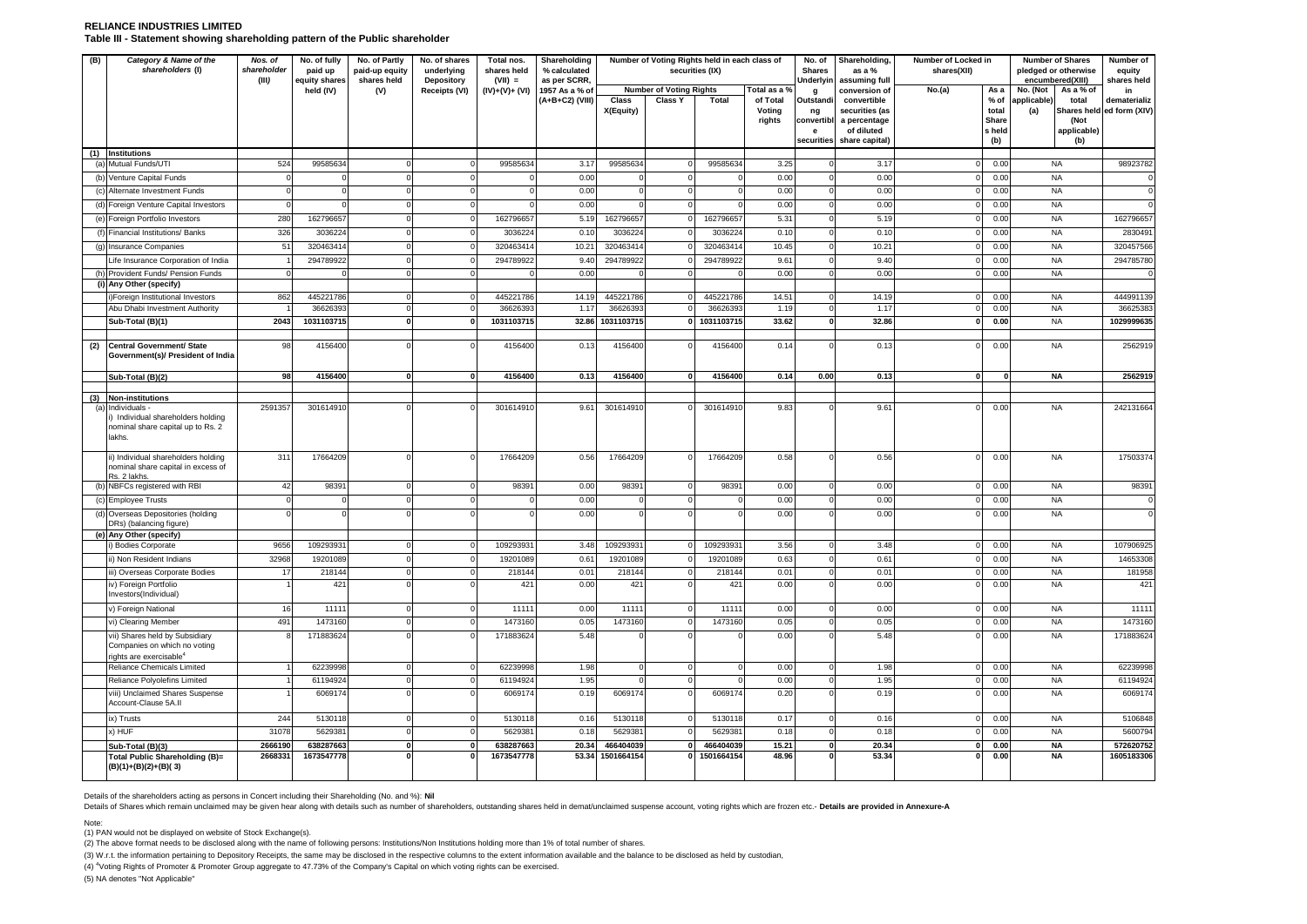**RELIANCE INDUSTRIES LIMITED**

**Table III - Statement showing shareholding pattern of the Public shareholder**

| (B) | Category & Name of the shareholders (I) | Nos. of shareholder (III) | No. of fully paid up equity shares held (IV) | No. of Partly paid-up equity shares held (V) | No. of shares underlying Depository Receipts (VI) | Total nos. shares held (VII) = (IV)+(V)+ (VI) | Shareholding % calculated as per SCRR, 1957 As a % of (A+B+C2) (VIII) | Number of Voting Rights held in each class of securities (IX) | | | | No. of Shares Underlying Outstanding convertible securities | Shareholding, as a % assuming full conversion of convertible securities (as a percentage of diluted share capital) | Number of Locked in shares(XII) | | Number of Shares pledged or otherwise encumbered(XIII) | | Number of equity shares held in dematerialized form (XIV) |
|---|---|---|---|---|---|---|---|---|---|---|---|---|---|---|---|---|---|---|
| | | | | | | | | Number of Voting Rights | | | Total as a % of Total Voting rights | | | No.(a) | As a % of total Shares held (b) | No. (Not applicable) (a) | As a % of total Shares held (Not applicable) (b) | |
| | | | | | | | | Class X(Equity) | Class Y | Total | | | | | | | | |
| (1) | **Institutions** | | | | | | | | | | | | | | | | | |
| (a) | Mutual Funds/UTI | 524 | 99585634 | 0 | 0 | 99585634 | 3.17 | 99585634 | 0 | 99585634 | 3.25 | 0 | 3.17 | 0 | 0.00 | NA | | 98923782 |
| (b) | Venture Capital Funds | 0 | 0 | 0 | 0 | 0 | 0.00 | 0 | 0 | 0 | 0.00 | 0 | 0.00 | 0 | 0.00 | NA | | 0 |
| (c) | Alternate Investment Funds | 0 | 0 | 0 | 0 | 0 | 0.00 | 0 | 0 | 0 | 0.00 | 0 | 0.00 | 0 | 0.00 | NA | | 0 |
| (d) | Foreign Venture Capital Investors | 0 | 0 | 0 | 0 | 0 | 0.00 | 0 | 0 | 0 | 0.00 | 0 | 0.00 | 0 | 0.00 | NA | | 0 |
| (e) | Foreign Portfolio Investors | 280 | 162796657 | 0 | 0 | 162796657 | 5.19 | 162796657 | 0 | 162796657 | 5.31 | 0 | 5.19 | 0 | 0.00 | NA | | 162796657 |
| (f) | Financial Institutions/ Banks | 326 | 3036224 | 0 | 0 | 3036224 | 0.10 | 3036224 | 0 | 3036224 | 0.10 | 0 | 0.10 | 0 | 0.00 | NA | | 2830491 |
| (g) | Insurance Companies | 51 | 320463414 | 0 | 0 | 320463414 | 10.21 | 320463414 | 0 | 320463414 | 10.45 | 0 | 10.21 | 0 | 0.00 | NA | | 320457566 |
| | Life Insurance Corporation of India | 1 | 294789922 | 0 | 0 | 294789922 | 9.40 | 294789922 | 0 | 294789922 | 9.61 | 0 | 9.40 | 0 | 0.00 | NA | | 294785780 |
| (h) | Provident Funds/ Pension Funds | 0 | 0 | 0 | 0 | 0 | 0.00 | 0 | 0 | 0 | 0.00 | 0 | 0.00 | 0 | 0.00 | NA | | 0 |
| (i) | **Any Other (specify)** | | | | | | | | | | | | | | | | | |
| | i)Foreign Institutional Investors | 862 | 445221786 | 0 | 0 | 445221786 | 14.19 | 445221786 | 0 | 445221786 | 14.51 | 0 | 14.19 | 0 | 0.00 | NA | | 444991139 |
| | Abu Dhabi Investment Authority | 1 | 36626393 | 0 | 0 | 36626393 | 1.17 | 36626393 | 0 | 36626393 | 1.19 | 0 | 1.17 | 0 | 0.00 | NA | | 36625383 |
| | **Sub-Total (B)(1)** | **2043** | **1031103715** | **0** | **0** | **1031103715** | **32.86** | **1031103715** | **0** | **1031103715** | **33.62** | **0** | **32.86** | **0** | **0.00** | NA | | **1029999635** |
| (2) | **Central Government/ State Government(s)/ President of India** | 98 | 4156400 | 0 | 0 | 4156400 | 0.13 | 4156400 | 0 | 4156400 | 0.14 | 0 | 0.13 | 0 | 0.00 | NA | | 2562919 |
| | **Sub-Total (B)(2)** | **98** | **4156400** | **0** | **0** | **4156400** | **0.13** | **4156400** | **0** | **4156400** | **0.14** | **0.00** | **0.13** | **0** | **0** | **NA** | | **2562919** |
| (3) | **Non-institutions** | | | | | | | | | | | | | | | | | |
| (a) | Individuals - i) Individual shareholders holding nominal share capital up to Rs. 2 lakhs. | 2591357 | 301614910 | 0 | 0 | 301614910 | 9.61 | 301614910 | 0 | 301614910 | 9.83 | 0 | 9.61 | 0 | 0.00 | NA | | 242131664 |
| | ii) Individual shareholders holding nominal share capital in excess of Rs. 2 lakhs. | 311 | 17664209 | 0 | 0 | 17664209 | 0.56 | 17664209 | 0 | 17664209 | 0.58 | 0 | 0.56 | 0 | 0.00 | NA | | 17503374 |
| (b) | NBFCs registered with RBI | 42 | 98391 | 0 | 0 | 98391 | 0.00 | 98391 | 0 | 98391 | 0.00 | 0 | 0.00 | 0 | 0.00 | NA | | 98391 |
| (c) | Employee Trusts | 0 | 0 | 0 | 0 | 0 | 0.00 | 0 | 0 | 0 | 0.00 | 0 | 0.00 | 0 | 0.00 | NA | | 0 |
| (d) | Overseas Depositories (holding DRs) (balancing figure) | 0 | 0 | 0 | 0 | 0 | 0.00 | 0 | 0 | 0 | 0.00 | 0 | 0.00 | 0 | 0.00 | NA | | 0 |
| (e) | **Any Other (specify)** | | | | | | | | | | | | | | | | | |
| | i) Bodies Corporate | 9656 | 109293931 | 0 | 0 | 109293931 | 3.48 | 109293931 | 0 | 109293931 | 3.56 | 0 | 3.48 | 0 | 0.00 | NA | | 107906925 |
| | ii) Non Resident Indians | 32968 | 19201089 | 0 | 0 | 19201089 | 0.61 | 19201089 | 0 | 19201089 | 0.63 | 0 | 0.61 | 0 | 0.00 | NA | | 14653308 |
| | iii) Overseas Corporate Bodies | 17 | 218144 | 0 | 0 | 218144 | 0.01 | 218144 | 0 | 218144 | 0.01 | 0 | 0.01 | 0 | 0.00 | NA | | 181958 |
| | iv) Foreign Portfolio Investors(Individual) | 1 | 421 | 0 | 0 | 421 | 0.00 | 421 | 0 | 421 | 0.00 | 0 | 0.00 | 0 | 0.00 | NA | | 421 |
| | v) Foreign National | 16 | 11111 | 0 | 0 | 11111 | 0.00 | 11111 | 0 | 11111 | 0.00 | 0 | 0.00 | 0 | 0.00 | NA | | 11111 |
| | vi) Clearing Member | 491 | 1473160 | 0 | 0 | 1473160 | 0.05 | 1473160 | 0 | 1473160 | 0.05 | 0 | 0.05 | 0 | 0.00 | NA | | 1473160 |
| | vii) Shares held by Subsidiary Companies on which no voting rights are exercisable[4] | 8 | 171883624 | 0 | 0 | 171883624 | 5.48 | 0 | 0 | 0 | 0.00 | 0 | 5.48 | 0 | 0.00 | NA | | 171883624 |
| | Reliance Chemicals Limited | 1 | 62239998 | 0 | 0 | 62239998 | 1.98 | 0 | 0 | 0 | 0.00 | 0 | 1.98 | 0 | 0.00 | NA | | 62239998 |
| | Reliance Polyolefins Limited | 1 | 61194924 | 0 | 0 | 61194924 | 1.95 | 0 | 0 | 0 | 0.00 | 0 | 1.95 | 0 | 0.00 | NA | | 61194924 |
| | viii) Unclaimed Shares Suspense Account-Clause 5A.II | 1 | 6069174 | 0 | 0 | 6069174 | 0.19 | 6069174 | 0 | 6069174 | 0.20 | 0 | 0.19 | 0 | 0.00 | NA | | 6069174 |
| | ix) Trusts | 244 | 5130118 | 0 | 0 | 5130118 | 0.16 | 5130118 | 0 | 5130118 | 0.17 | 0 | 0.16 | 0 | 0.00 | NA | | 5106848 |
| | x) HUF | 31078 | 5629381 | 0 | 0 | 5629381 | 0.18 | 5629381 | 0 | 5629381 | 0.18 | 0 | 0.18 | 0 | 0.00 | NA | | 5600794 |
| | **Sub-Total (B)(3)** | **2666190** | **638287663** | **0** | **0** | **638287663** | **20.34** | **466404039** | **0** | **466404039** | **15.21** | **0** | **20.34** | **0** | **0.00** | **NA** | | **572620752** |
| | **Total Public Shareholding (B)= (B)(1)+(B)(2)+(B)( 3)** | **2668331** | **1673547778** | **0** | **0** | **1673547778** | **53.34** | **1501664154** | **0** | **1501664154** | **48.96** | **0** | **53.34** | **0** | **0.00** | **NA** | | **1605183306** |

Details of the shareholders acting as persons in Concert including their Shareholding (No. and %): **Nil**

Details of Shares which remain unclaimed may be given hear along with details such as number of shareholders, outstanding shares held in demat/unclaimed suspense account, voting rights which are frozen etc.- **Details are provided in Annexure-A**

Note:

(1) PAN would not be displayed on website of Stock Exchange(s).

(2) The above format needs to be disclosed along with the name of following persons: Institutions/Non Institutions holding more than 1% of total number of shares.

(3) W.r.t. the information pertaining to Depository Receipts, the same may be disclosed in the respective columns to the extent information available and the balance to be disclosed as held by custodian,

(4) [4]Voting Rights of Promoter & Promoter Group aggregate to 47.73% of the Company's Capital on which voting rights can be exercised.

(5) NA denotes "Not Applicable"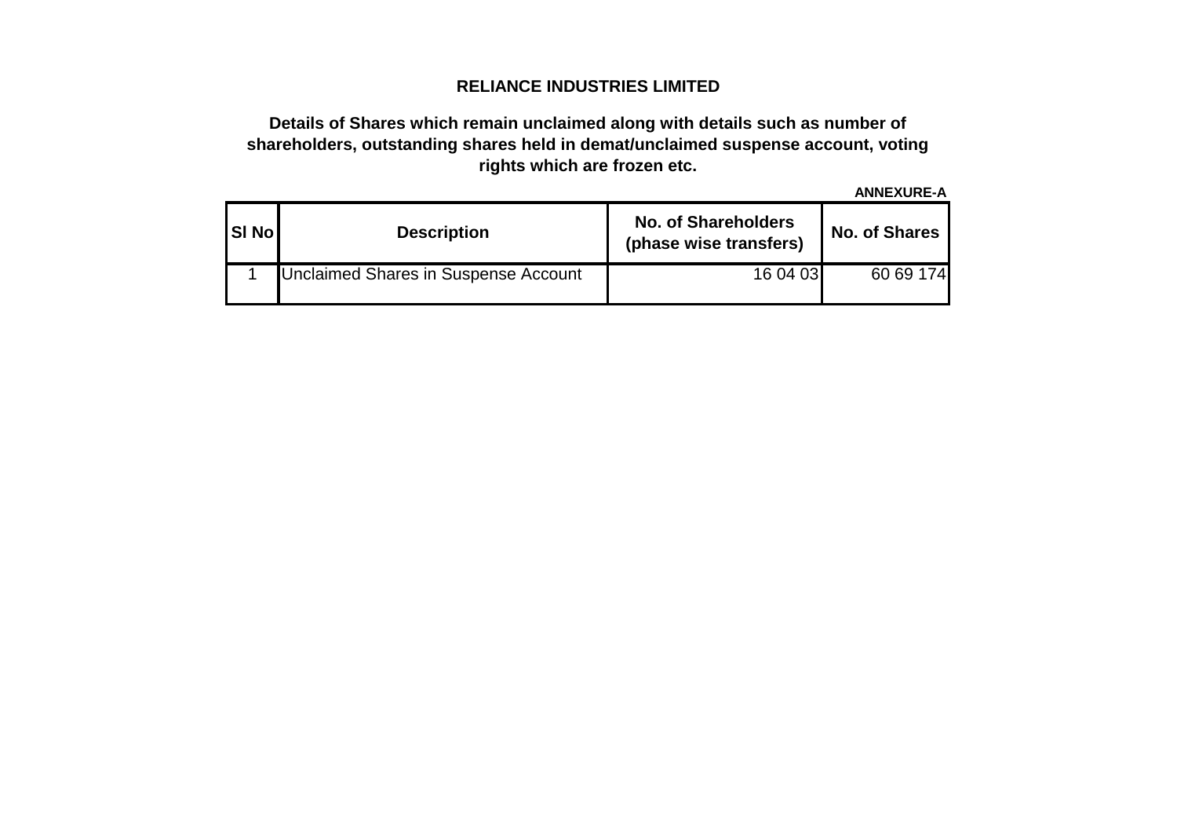# RELIANCE INDUSTRIES LIMITED

## Details of Shares which remain unclaimed along with details such as number of shareholders, outstanding shares held in demat/unclaimed suspense account, voting rights which are frozen etc.

**ANNEXURE-A**

| Sl No | Description | No. of Shareholders (phase wise transfers) | No. of Shares |
|---|---|---|---|
| 1 | Unclaimed Shares in Suspense Account | 16 04 03 | 60 69 174 |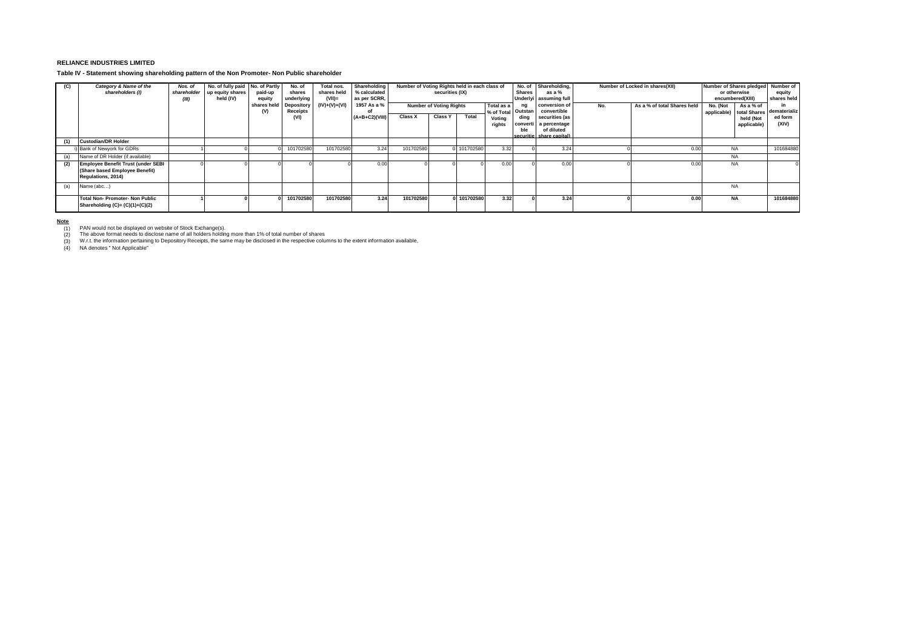**RELIANCE INDUSTRIES LIMITED**

**Table IV - Statement showing shareholding pattern of the Non Promoter- Non Public shareholder**

| (C) | Category & Name of the shareholders (I) | Nos. of shareholder (III) | No. of fully paid up equity shares held (IV) | No. of Partly paid-up equity shares held (V) | No. of shares underlying Depository Receipts (VI) | Total nos. shares held (VII)= (IV)+(V)+(VI) | Shareholding % calculated as per SCRR, 1957 As a % of (A+B+C2)(VIII) | Number of Voting Rights held in each class of securities (IX) | | | | No. of Shares Underlying Outstanding convertible securities | Shareholding, as a % assuming full conversion of convertible securities (as a percentage of diluted share capital) | Number of Locked in shares(XII) | | Number of Shares pledged or otherwise encumbered(XIII) | | Number of equity shares held in dematerialized form (XIV) |
|---|---|---|---|---|---|---|---|---|---|---|---|---|---|---|---|---|---|---|
| | | | | | | | | Number of Voting Rights | | | Total as a % of Total Voting rights | | | No. | As a % of total Shares held | No. (Not applicable) | As a % of total Shares held (Not applicable) | |
| | | | | | | | | Class X | Class Y | Total | | | | | | | | |
| (1) | **Custodian/DR Holder** | | | | | | | | | | | | | | | | | |
| i) | Bank of Newyork for GDRs | 1 | 0 | 0 | 101702580 | 101702580 | 3.24 | 101702580 | 0 | 101702580 | 3.32 | 0 | 3.24 | 0 | 0.00 | NA | | 101684880 |
| (a) | Name of DR Holder (if available) | | | | | | | | | | | | | | | NA | | |
| (2) | **Employee Benefit Trust (under SEBI (Share based Employee Benefit) Regulations, 2014)** | 0 | 0 | 0 | 0 | 0 | 0.00 | 0 | 0 | 0 | 0.00 | 0 | 0.00 | 0 | 0.00 | NA | | 0 |
| (a) | Name (abc....) | | | | | | | | | | | | | | | NA | | |
| | **Total Non- Promoter- Non Public Shareholding (C)= (C)(1)+(C)(2)** | **1** | **0** | **0** | **101702580** | **101702580** | **3.24** | **101702580** | **0** | **101702580** | **3.32** | **0** | **3.24** | **0** | **0.00** | **NA** | | **101684880** |

**Note**

(1) PAN would not be displayed on website of Stock Exchange(s).

(2) The above format needs to disclose name of all holders holding more than 1% of total number of shares

(3) W.r.t. the information pertaining to Depository Receipts, the same may be disclosed in the respective columns to the extent information available,

(4) NA denotes " Not Applicable"